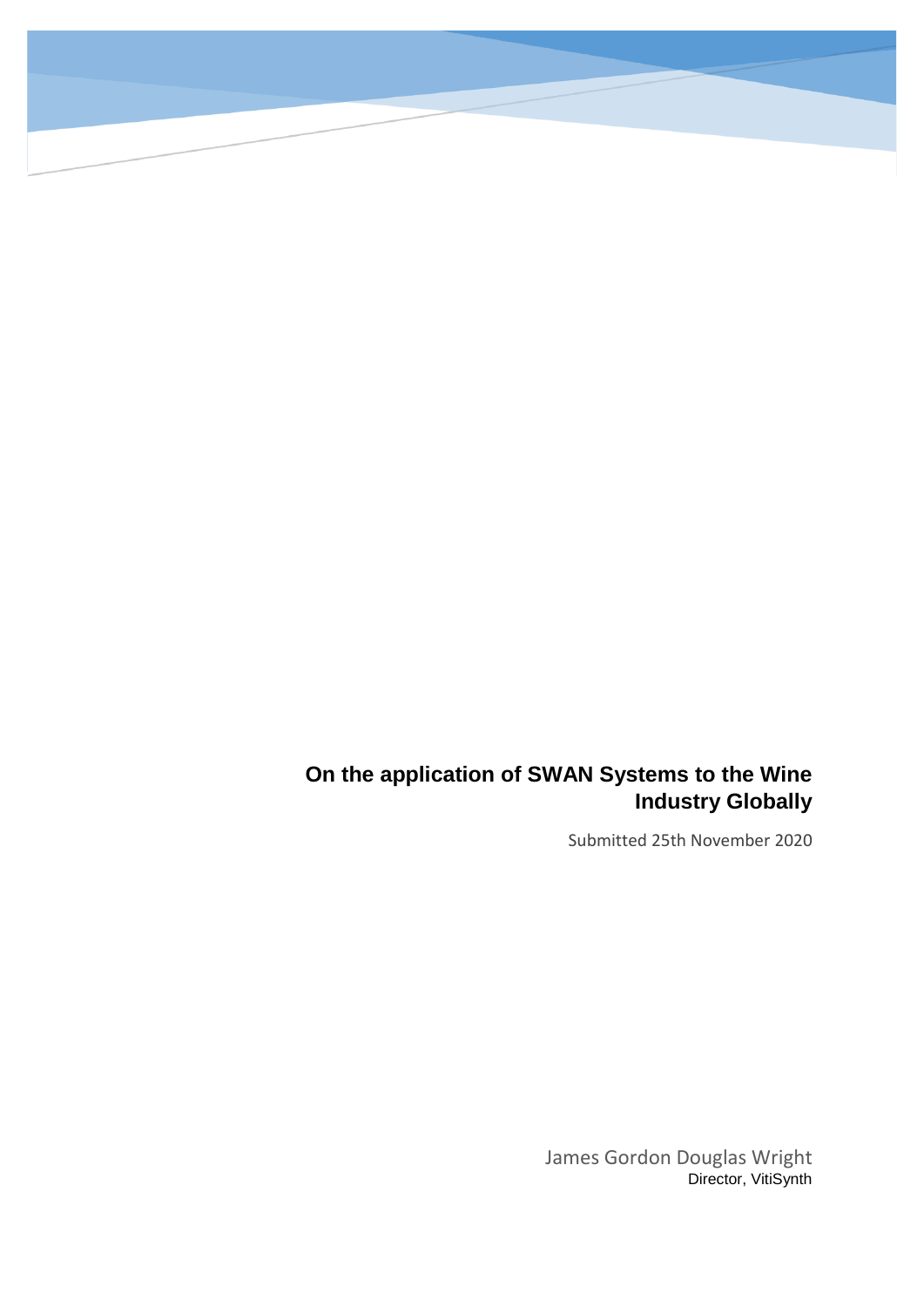# On the application of SWAN Systems to the Wine Industry Globally

Submitted 25th November 2020

James Gordon Douglas Wright
Director, VitiSynth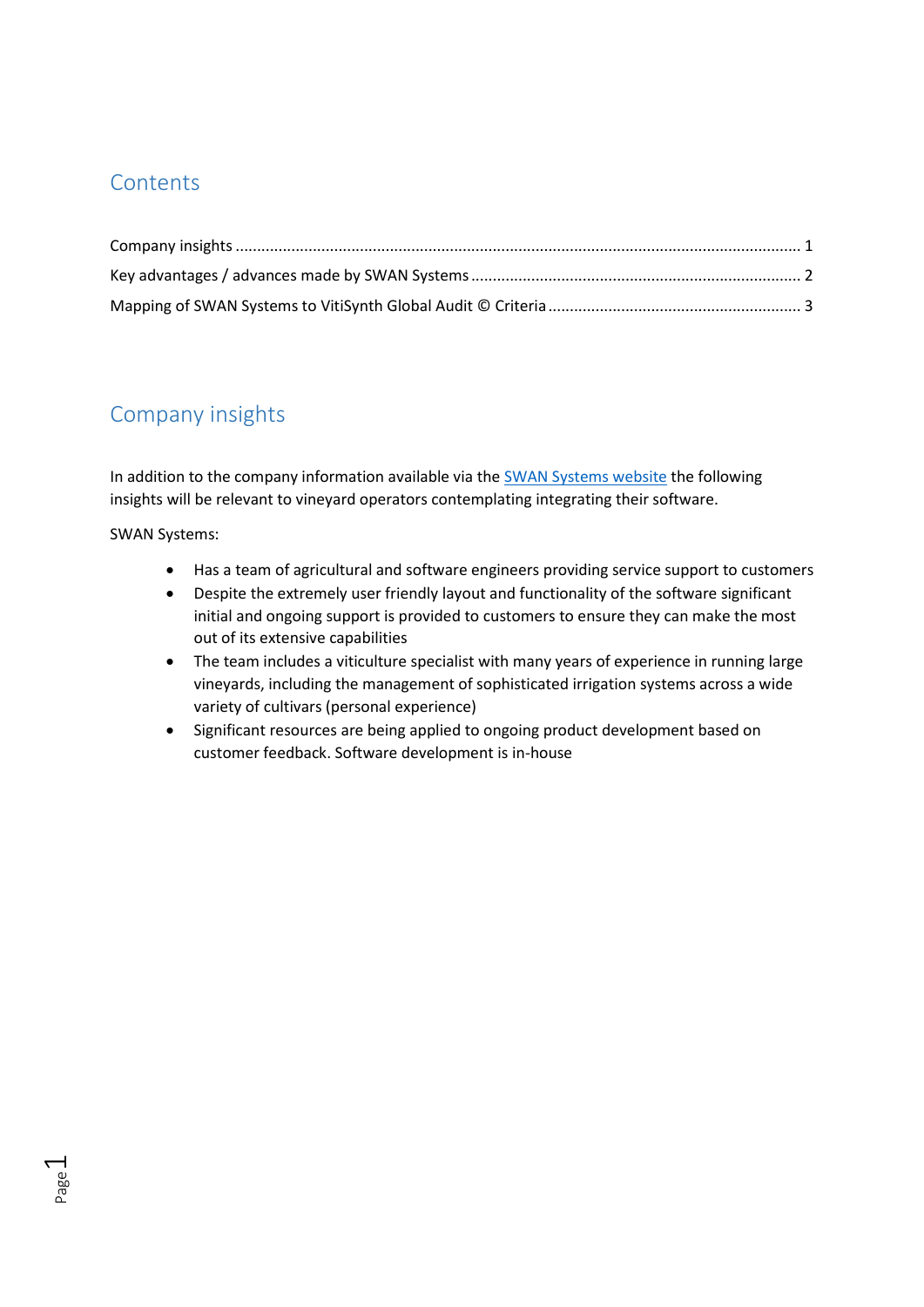# Contents

Company insights ........................................................................................................................ 1
Key advantages / advances made by SWAN Systems ........................................................................... 2
Mapping of SWAN Systems to VitiSynth Global Audit © Criteria .......................................................... 3

# Company insights

In addition to the company information available via the [SWAN Systems website]() the following insights will be relevant to vineyard operators contemplating integrating their software.

SWAN Systems:

- Has a team of agricultural and software engineers providing service support to customers
- Despite the extremely user friendly layout and functionality of the software significant initial and ongoing support is provided to customers to ensure they can make the most out of its extensive capabilities
- The team includes a viticulture specialist with many years of experience in running large vineyards, including the management of sophisticated irrigation systems across a wide variety of cultivars (personal experience)
- Significant resources are being applied to ongoing product development based on customer feedback. Software development is in-house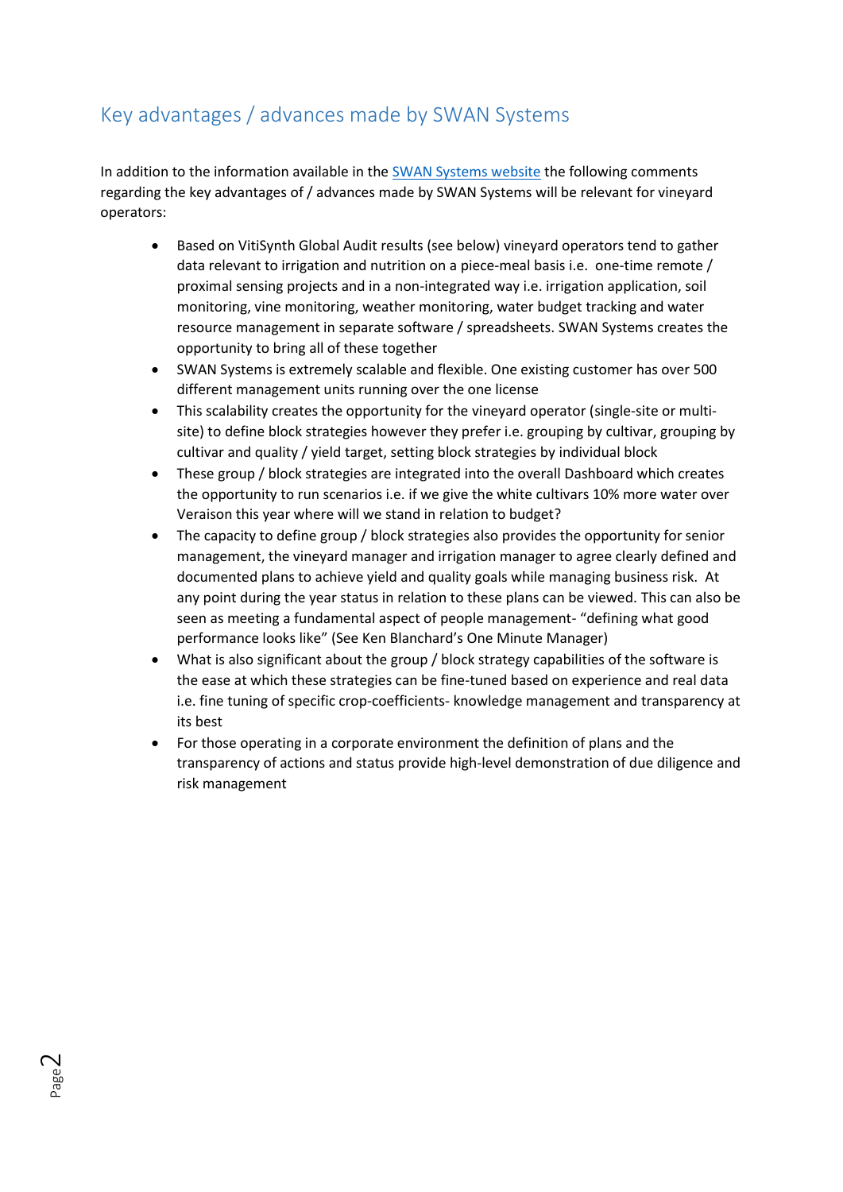## Key advantages / advances made by SWAN Systems

In addition to the information available in the SWAN Systems website the following comments regarding the key advantages of / advances made by SWAN Systems will be relevant for vineyard operators:

- Based on VitiSynth Global Audit results (see below) vineyard operators tend to gather data relevant to irrigation and nutrition on a piece-meal basis i.e. one-time remote / proximal sensing projects and in a non-integrated way i.e. irrigation application, soil monitoring, vine monitoring, weather monitoring, water budget tracking and water resource management in separate software / spreadsheets. SWAN Systems creates the opportunity to bring all of these together
- SWAN Systems is extremely scalable and flexible. One existing customer has over 500 different management units running over the one license
- This scalability creates the opportunity for the vineyard operator (single-site or multi-site) to define block strategies however they prefer i.e. grouping by cultivar, grouping by cultivar and quality / yield target, setting block strategies by individual block
- These group / block strategies are integrated into the overall Dashboard which creates the opportunity to run scenarios i.e. if we give the white cultivars 10% more water over Veraison this year where will we stand in relation to budget?
- The capacity to define group / block strategies also provides the opportunity for senior management, the vineyard manager and irrigation manager to agree clearly defined and documented plans to achieve yield and quality goals while managing business risk. At any point during the year status in relation to these plans can be viewed. This can also be seen as meeting a fundamental aspect of people management- "defining what good performance looks like" (See Ken Blanchard's One Minute Manager)
- What is also significant about the group / block strategy capabilities of the software is the ease at which these strategies can be fine-tuned based on experience and real data i.e. fine tuning of specific crop-coefficients- knowledge management and transparency at its best
- For those operating in a corporate environment the definition of plans and the transparency of actions and status provide high-level demonstration of due diligence and risk management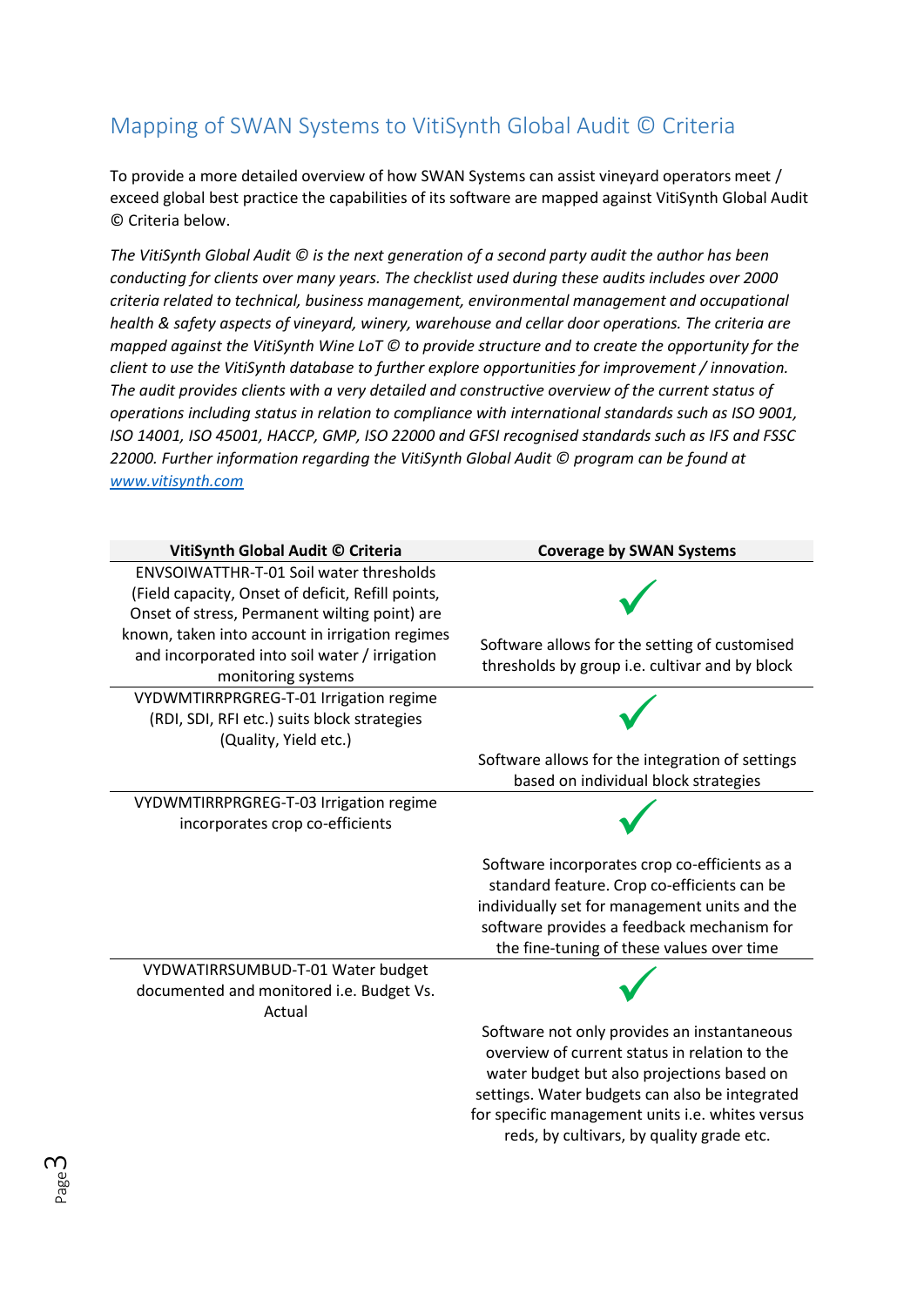## Mapping of SWAN Systems to VitiSynth Global Audit © Criteria

To provide a more detailed overview of how SWAN Systems can assist vineyard operators meet / exceed global best practice the capabilities of its software are mapped against VitiSynth Global Audit © Criteria below.

*The VitiSynth Global Audit © is the next generation of a second party audit the author has been conducting for clients over many years. The checklist used during these audits includes over 2000 criteria related to technical, business management, environmental management and occupational health & safety aspects of vineyard, winery, warehouse and cellar door operations. The criteria are mapped against the VitiSynth Wine LoT © to provide structure and to create the opportunity for the client to use the VitiSynth database to further explore opportunities for improvement / innovation. The audit provides clients with a very detailed and constructive overview of the current status of operations including status in relation to compliance with international standards such as ISO 9001, ISO 14001, ISO 45001, HACCP, GMP, ISO 22000 and GFSI recognised standards such as IFS and FSSC 22000. Further information regarding the VitiSynth Global Audit © program can be found at [www.vitisynth.com](www.vitisynth.com)*

| VitiSynth Global Audit © Criteria | Coverage by SWAN Systems |
|---|---|
| ENVSOIWATTHR-T-01 Soil water thresholds (Field capacity, Onset of deficit, Refill points, Onset of stress, Permanent wilting point) are known, taken into account in irrigation regimes and incorporated into soil water / irrigation monitoring systems | ✓ Software allows for the setting of customised thresholds by group i.e. cultivar and by block |
| VYDWMTIRRPRGREG-T-01 Irrigation regime (RDI, SDI, RFI etc.) suits block strategies (Quality, Yield etc.) | ✓ Software allows for the integration of settings based on individual block strategies |
| VYDWMTIRRPRGREG-T-03 Irrigation regime incorporates crop co-efficients | ✓ Software incorporates crop co-efficients as a standard feature. Crop co-efficients can be individually set for management units and the software provides a feedback mechanism for the fine-tuning of these values over time |
| VYDWATIRRSUMBUD-T-01 Water budget documented and monitored i.e. Budget Vs. Actual | ✓ Software not only provides an instantaneous overview of current status in relation to the water budget but also projections based on settings. Water budgets can also be integrated for specific management units i.e. whites versus reds, by cultivars, by quality grade etc. |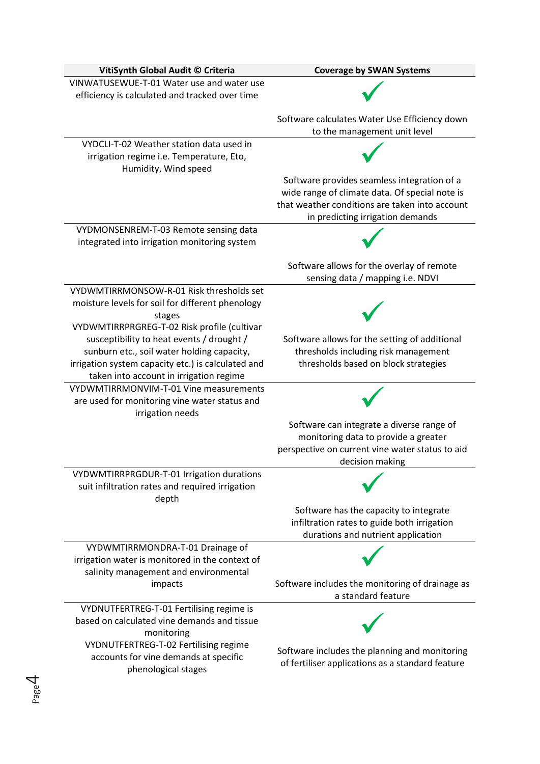| VitiSynth Global Audit © Criteria | Coverage by SWAN Systems |
|---|---|
| VINWATUSEWUE-T-01 Water use and water use efficiency is calculated and tracked over time | ✓ Software calculates Water Use Efficiency down to the management unit level |
| VYDCLI-T-02 Weather station data used in irrigation regime i.e. Temperature, Eto, Humidity, Wind speed | ✓ Software provides seamless integration of a wide range of climate data. Of special note is that weather conditions are taken into account in predicting irrigation demands |
| VYDMONSENREM-T-03 Remote sensing data integrated into irrigation monitoring system | ✓ Software allows for the overlay of remote sensing data / mapping i.e. NDVI |
| VYDWMTIRRMONSOW-R-01 Risk thresholds set moisture levels for soil for different phenology stages<br>VYDWMTIRRPRGREG-T-02 Risk profile (cultivar susceptibility to heat events / drought / sunburn etc., soil water holding capacity, irrigation system capacity etc.) is calculated and taken into account in irrigation regime | ✓ Software allows for the setting of additional thresholds including risk management thresholds based on block strategies |
| VYDWMTIRRMONVIM-T-01 Vine measurements are used for monitoring vine water status and irrigation needs | ✓ Software can integrate a diverse range of monitoring data to provide a greater perspective on current vine water status to aid decision making |
| VYDWMTIRRPRGDUR-T-01 Irrigation durations suit infiltration rates and required irrigation depth | ✓ Software has the capacity to integrate infiltration rates to guide both irrigation durations and nutrient application |
| VYDWMTIRRMONDRA-T-01 Drainage of irrigation water is monitored in the context of salinity management and environmental impacts | ✓ Software includes the monitoring of drainage as a standard feature |
| VYDNUTFERTREG-T-01 Fertilising regime is based on calculated vine demands and tissue monitoring<br>VYDNUTFERTREG-T-02 Fertilising regime accounts for vine demands at specific phenological stages | ✓ Software includes the planning and monitoring of fertiliser applications as a standard feature |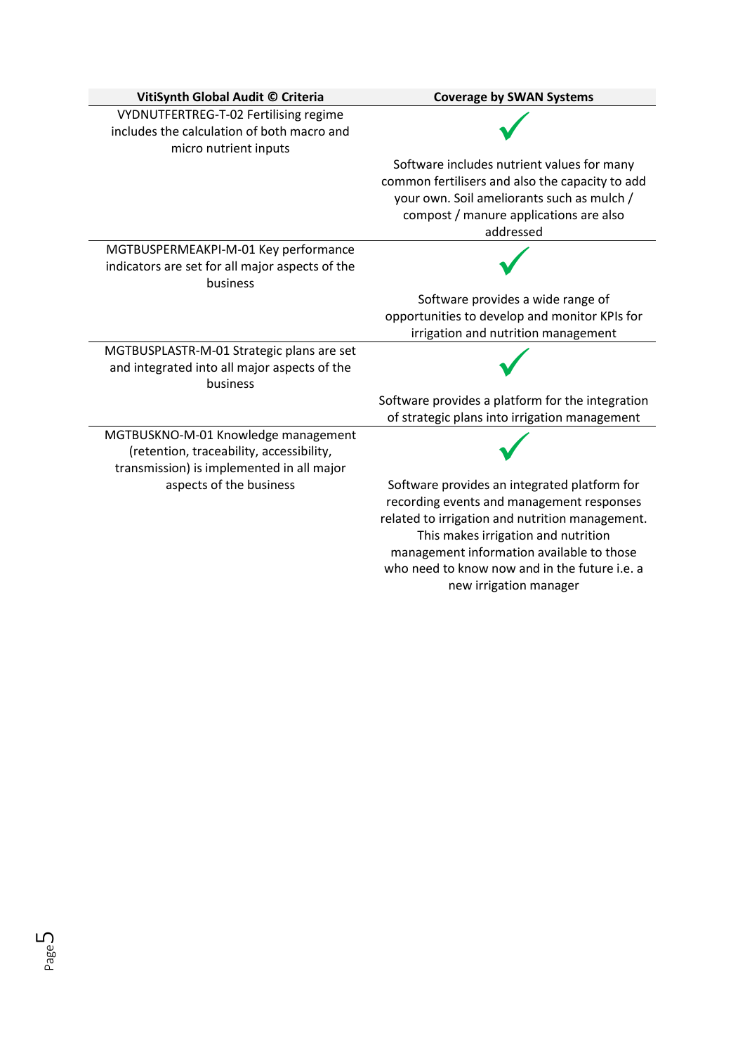| VitiSynth Global Audit © Criteria | Coverage by SWAN Systems |
| --- | --- |
| VYDNUTFERTREG-T-02 Fertilising regime includes the calculation of both macro and micro nutrient inputs | ✓ Software includes nutrient values for many common fertilisers and also the capacity to add your own. Soil ameliorants such as mulch / compost / manure applications are also addressed |
| MGTBUSPERMEAKPI-M-01 Key performance indicators are set for all major aspects of the business | ✓ Software provides a wide range of opportunities to develop and monitor KPIs for irrigation and nutrition management |
| MGTBUSPLASTR-M-01 Strategic plans are set and integrated into all major aspects of the business | ✓ Software provides a platform for the integration of strategic plans into irrigation management |
| MGTBUSKNO-M-01 Knowledge management (retention, traceability, accessibility, transmission) is implemented in all major aspects of the business | ✓ Software provides an integrated platform for recording events and management responses related to irrigation and nutrition management. This makes irrigation and nutrition management information available to those who need to know now and in the future i.e. a new irrigation manager |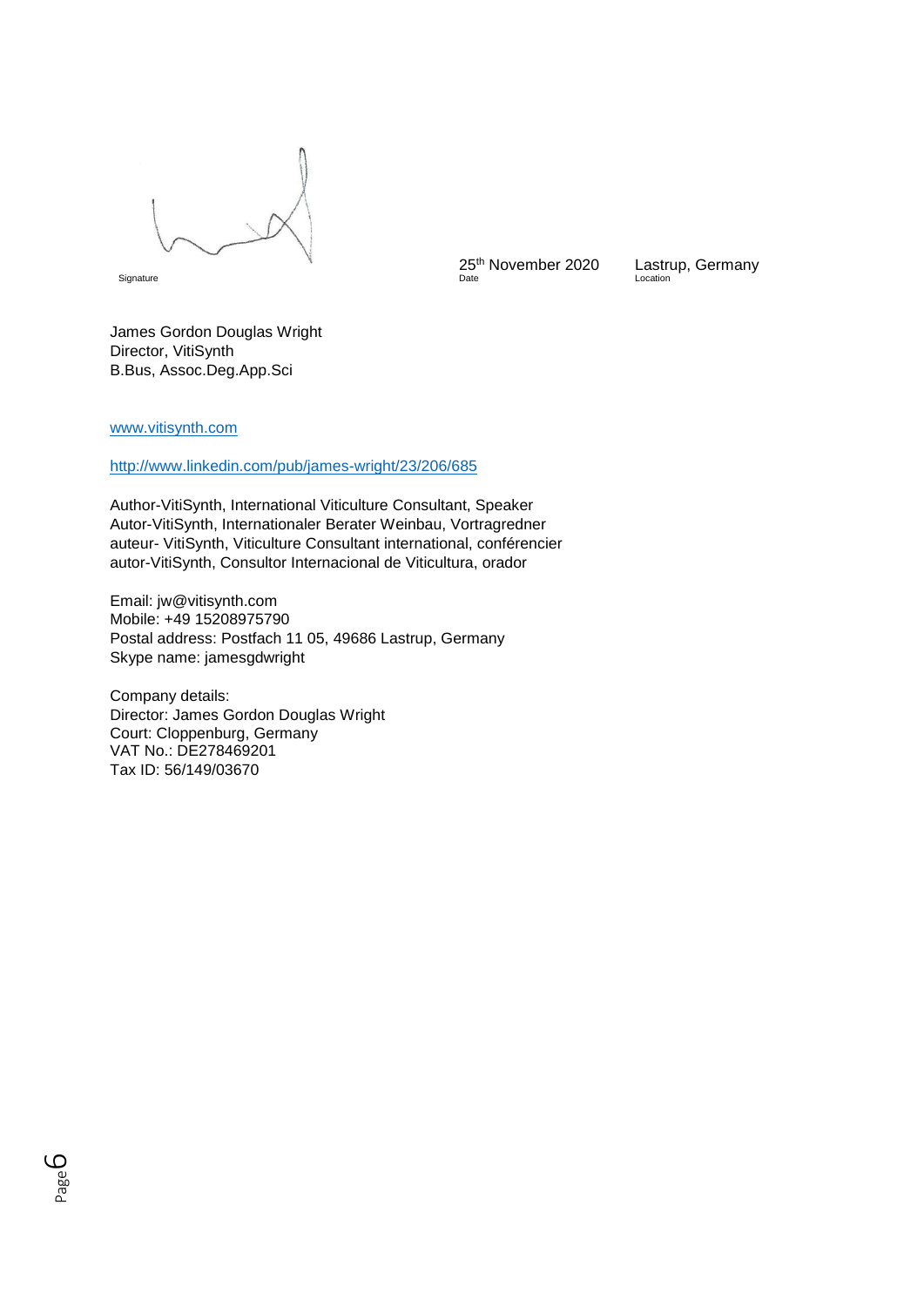Signature

25th November 2020
Date

Lastrup, Germany
Location

James Gordon Douglas Wright
Director, VitiSynth
B.Bus, Assoc.Deg.App.Sci

www.vitisynth.com

http://www.linkedin.com/pub/james-wright/23/206/685

Author-VitiSynth, International Viticulture Consultant, Speaker
Autor-VitiSynth, Internationaler Berater Weinbau, Vortragredner
auteur- VitiSynth, Viticulture Consultant international, conférencier
autor-VitiSynth, Consultor Internacional de Viticultura, orador

Email: jw@vitisynth.com
Mobile: +49 15208975790
Postal address: Postfach 11 05, 49686 Lastrup, Germany
Skype name: jamesgdwright

Company details:
Director: James Gordon Douglas Wright
Court: Cloppenburg, Germany
VAT No.: DE278469201
Tax ID: 56/149/03670